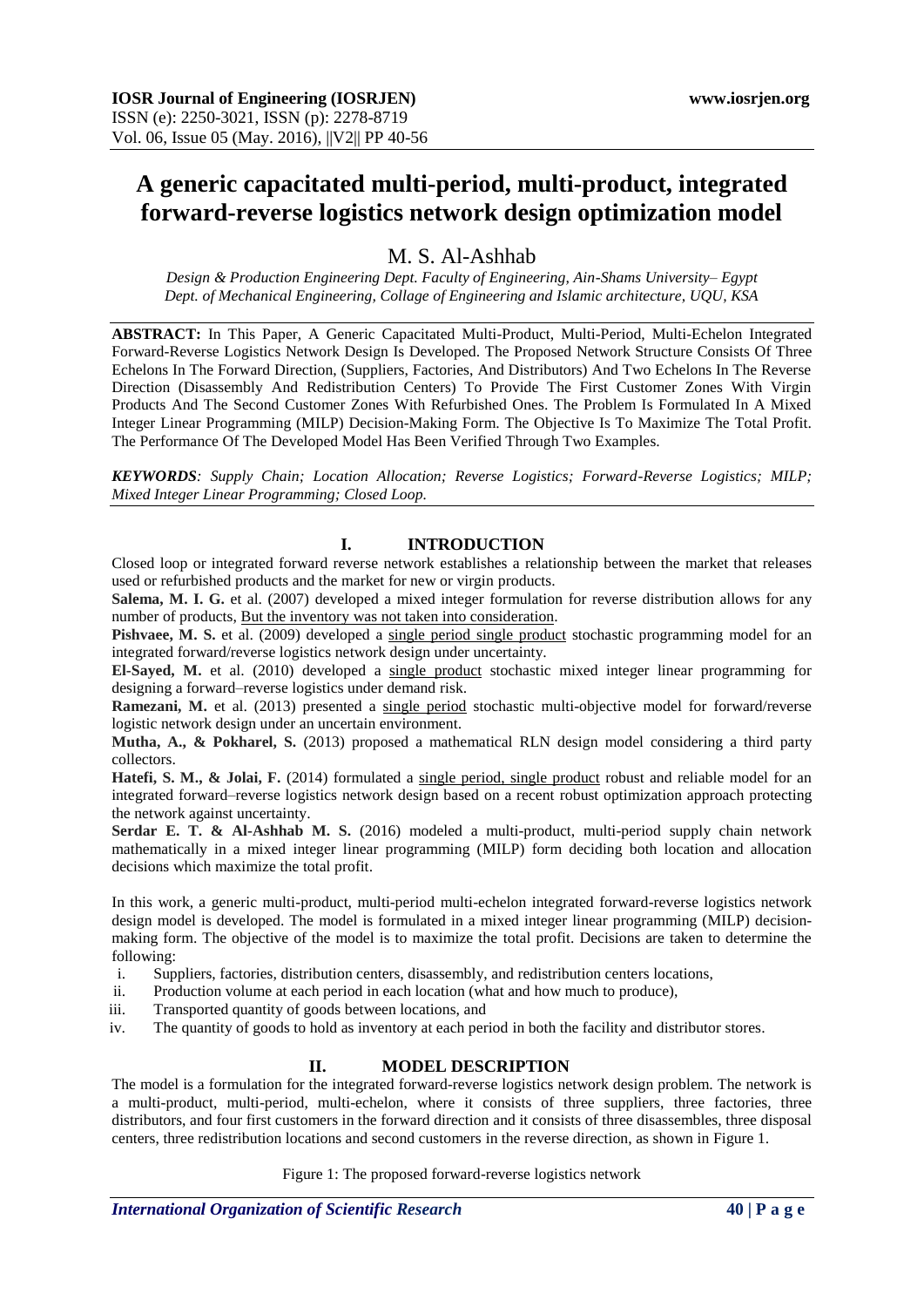# A generic capacitated multi-period, multi-product, integrated forward-reverse logistics network design optimization model

## M. S. Al-Ashhab

*Design & Production Engineering Dept. Faculty of Engineering, Ain-Shams University– Egypt*
*Dept. of Mechanical Engineering, Collage of Engineering and Islamic architecture, UQU, KSA*

**ABSTRACT:** In This Paper, A Generic Capacitated Multi-Product, Multi-Period, Multi-Echelon Integrated Forward-Reverse Logistics Network Design Is Developed. The Proposed Network Structure Consists Of Three Echelons In The Forward Direction, (Suppliers, Factories, And Distributors) And Two Echelons In The Reverse Direction (Disassembly And Redistribution Centers) To Provide The First Customer Zones With Virgin Products And The Second Customer Zones With Refurbished Ones. The Problem Is Formulated In A Mixed Integer Linear Programming (MILP) Decision-Making Form. The Objective Is To Maximize The Total Profit. The Performance Of The Developed Model Has Been Verified Through Two Examples.

***KEYWORDS****: Supply Chain; Location Allocation; Reverse Logistics; Forward-Reverse Logistics; MILP; Mixed Integer Linear Programming; Closed Loop.*

## I. INTRODUCTION

Closed loop or integrated forward reverse network establishes a relationship between the market that releases used or refurbished products and the market for new or virgin products.

**Salema, M. I. G.** et al. (2007) developed a mixed integer formulation for reverse distribution allows for any number of products, But the inventory was not taken into consideration.

**Pishvaee, M. S.** et al. (2009) developed a single period single product stochastic programming model for an integrated forward/reverse logistics network design under uncertainty.

**El-Sayed, M.** et al. (2010) developed a single product stochastic mixed integer linear programming for designing a forward–reverse logistics under demand risk.

**Ramezani, M.** et al. (2013) presented a single period stochastic multi-objective model for forward/reverse logistic network design under an uncertain environment.

**Mutha, A., & Pokharel, S.** (2013) proposed a mathematical RLN design model considering a third party collectors.

**Hatefi, S. M., & Jolai, F.** (2014) formulated a single period, single product robust and reliable model for an integrated forward–reverse logistics network design based on a recent robust optimization approach protecting the network against uncertainty.

**Serdar E. T. & Al-Ashhab M. S.** (2016) modeled a multi-product, multi-period supply chain network mathematically in a mixed integer linear programming (MILP) form deciding both location and allocation decisions which maximize the total profit.

In this work, a generic multi-product, multi-period multi-echelon integrated forward-reverse logistics network design model is developed. The model is formulated in a mixed integer linear programming (MILP) decision-making form. The objective of the model is to maximize the total profit. Decisions are taken to determine the following:

i. Suppliers, factories, distribution centers, disassembly, and redistribution centers locations,
ii. Production volume at each period in each location (what and how much to produce),
iii. Transported quantity of goods between locations, and
iv. The quantity of goods to hold as inventory at each period in both the facility and distributor stores.

## II. MODEL DESCRIPTION

The model is a formulation for the integrated forward-reverse logistics network design problem. The network is a multi-product, multi-period, multi-echelon, where it consists of three suppliers, three factories, three distributors, and four first customers in the forward direction and it consists of three disassembles, three disposal centers, three redistribution locations and second customers in the reverse direction, as shown in Figure 1.

Figure 1: The proposed forward-reverse logistics network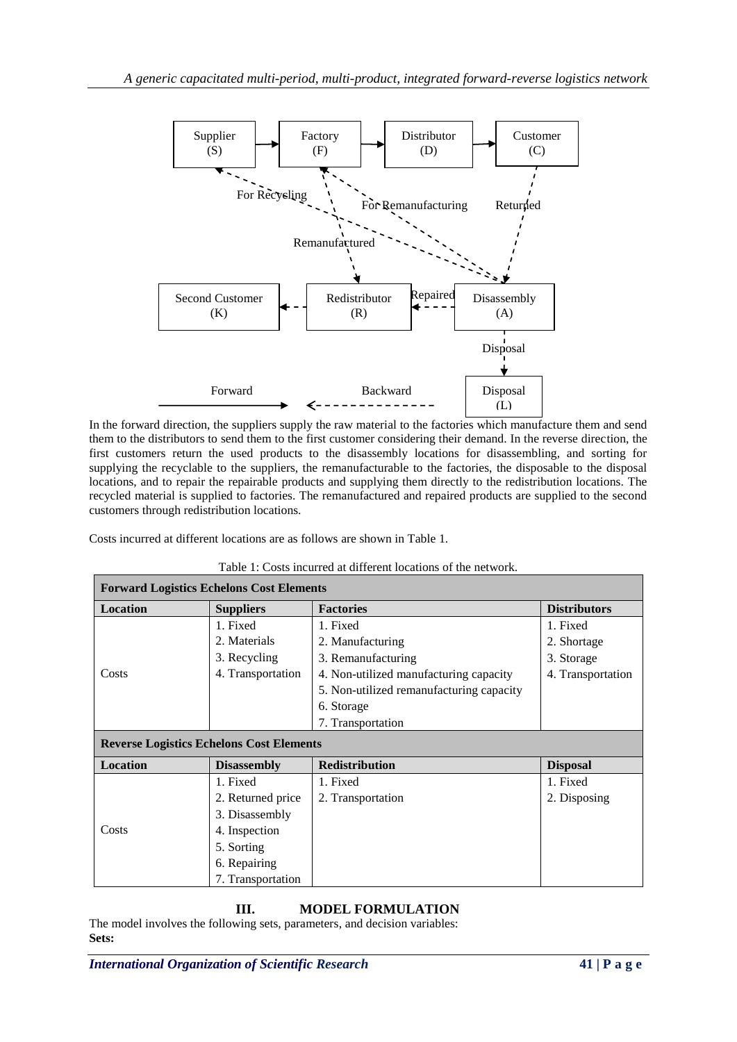In the forward direction, the suppliers supply the raw material to the factories which manufacture them and send them to the distributors to send them to the first customer considering their demand. In the reverse direction, the first customers return the used products to the disassembly locations for disassembling, and sorting for supplying the recyclable to the suppliers, the remanufacturable to the factories, the disposable to the disposal locations, and to repair the repairable products and supplying them directly to the redistribution locations. The recycled material is supplied to factories. The remanufactured and repaired products are supplied to the second customers through redistribution locations.

Costs incurred at different locations are as follows are shown in Table 1.

Table 1: Costs incurred at different locations of the network.

| **Forward Logistics Echelons Cost Elements** | | | |
|---|---|---|---|
| **Location** | **Suppliers** | **Factories** | **Distributors** |
| Costs | 1. Fixed<br>2. Materials<br>3. Recycling<br>4. Transportation | 1. Fixed<br>2. Manufacturing<br>3. Remanufacturing<br>4. Non-utilized manufacturing capacity<br>5. Non-utilized remanufacturing capacity<br>6. Storage<br>7. Transportation | 1. Fixed<br>2. Shortage<br>3. Storage<br>4. Transportation |
| **Reverse Logistics Echelons Cost Elements** | | | |
| **Location** | **Disassembly** | **Redistribution** | **Disposal** |
| Costs | 1. Fixed<br>2. Returned price<br>3. Disassembly<br>4. Inspection<br>5. Sorting<br>6. Repairing<br>7. Transportation | 1. Fixed<br>2. Transportation | 1. Fixed<br>2. Disposing |

## III. MODEL FORMULATION

The model involves the following sets, parameters, and decision variables:

**Sets:**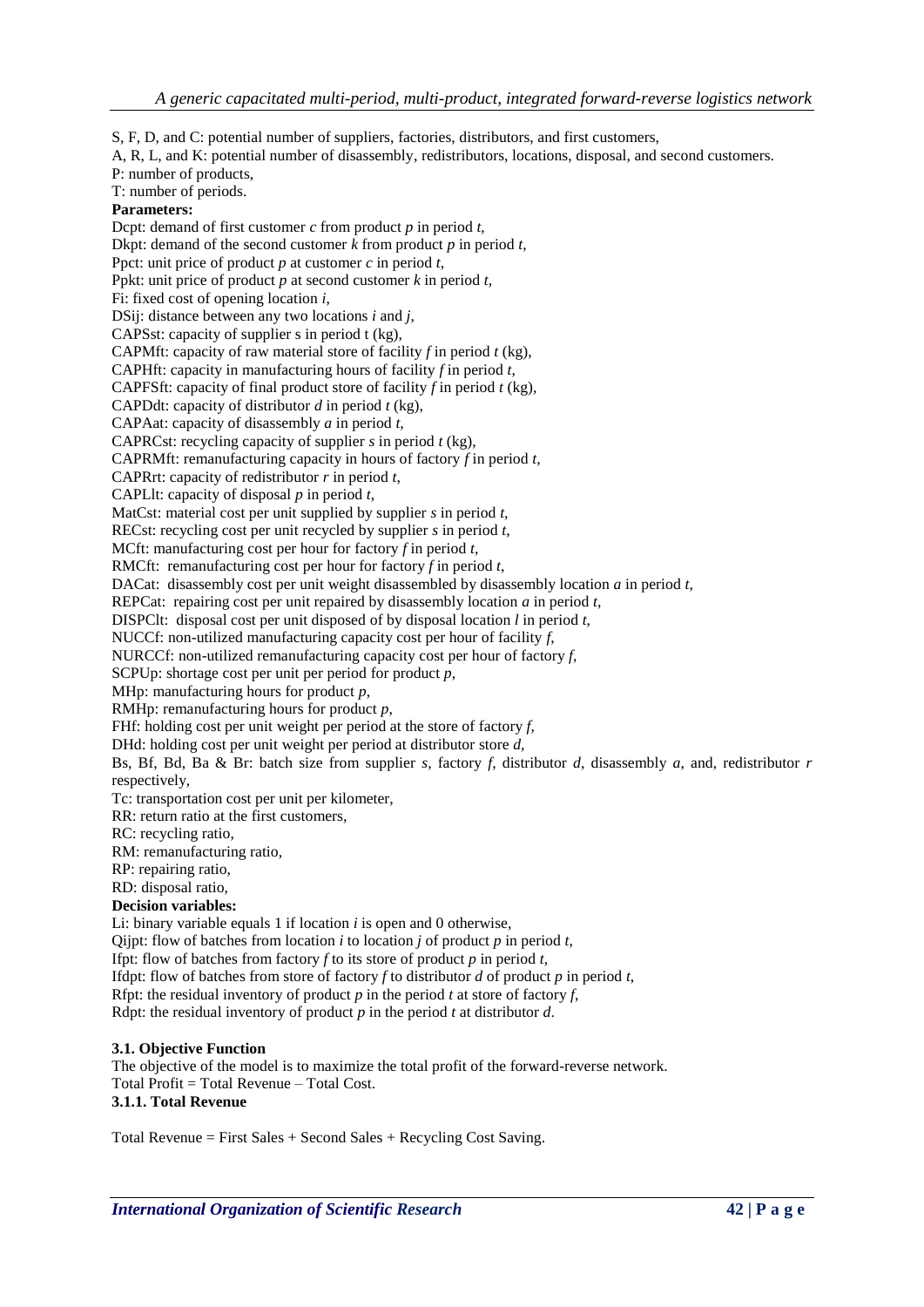S, F, D, and C: potential number of suppliers, factories, distributors, and first customers,

A, R, L, and K: potential number of disassembly, redistributors, locations, disposal, and second customers.

P: number of products,

T: number of periods.

**Parameters:**

Dcpt: demand of first customer *c* from product *p* in period *t*,

Dkpt: demand of the second customer *k* from product *p* in period *t*,

Ppct: unit price of product *p* at customer *c* in period *t*,

Ppkt: unit price of product *p* at second customer *k* in period *t*,

Fi: fixed cost of opening location *i*,

DSij: distance between any two locations *i* and *j*,

CAPSst: capacity of supplier s in period t (kg),

CAPMft: capacity of raw material store of facility *f* in period *t* (kg),

CAPHft: capacity in manufacturing hours of facility *f* in period *t*,

CAPFSft: capacity of final product store of facility *f* in period *t* (kg),

CAPDdt: capacity of distributor *d* in period *t* (kg),

CAPAat: capacity of disassembly *a* in period *t*,

CAPRCst: recycling capacity of supplier *s* in period *t* (kg),

CAPRMft: remanufacturing capacity in hours of factory *f* in period *t*,

CAPRrt: capacity of redistributor *r* in period *t*,

CAPLlt: capacity of disposal *p* in period *t*,

MatCst: material cost per unit supplied by supplier *s* in period *t*,

RECst: recycling cost per unit recycled by supplier *s* in period *t*,

MCft: manufacturing cost per hour for factory *f* in period *t*,

RMCft: remanufacturing cost per hour for factory *f* in period *t*,

DACat: disassembly cost per unit weight disassembled by disassembly location *a* in period *t*,

REPCat: repairing cost per unit repaired by disassembly location *a* in period *t*,

DISPClt: disposal cost per unit disposed of by disposal location *l* in period *t*,

NUCCf: non-utilized manufacturing capacity cost per hour of facility *f*,

NURCCf: non-utilized remanufacturing capacity cost per hour of factory *f*,

SCPUp: shortage cost per unit per period for product *p*,

MHp: manufacturing hours for product *p*,

RMHp: remanufacturing hours for product *p*,

FHf: holding cost per unit weight per period at the store of factory *f*,

DHd: holding cost per unit weight per period at distributor store *d*,

Bs, Bf, Bd, Ba & Br: batch size from supplier *s*, factory *f*, distributor *d*, disassembly *a*, and, redistributor *r* respectively,

Tc: transportation cost per unit per kilometer,

RR: return ratio at the first customers,

RC: recycling ratio,

RM: remanufacturing ratio,

RP: repairing ratio,

RD: disposal ratio,

**Decision variables:**

Li: binary variable equals 1 if location *i* is open and 0 otherwise,

Qijpt: flow of batches from location *i* to location *j* of product *p* in period *t*,

Ifpt: flow of batches from factory *f* to its store of product *p* in period *t*,

Ifdpt: flow of batches from store of factory *f* to distributor *d* of product *p* in period *t*,

Rfpt: the residual inventory of product *p* in the period *t* at store of factory *f*,

Rdpt: the residual inventory of product *p* in the period *t* at distributor *d*.

### 3.1. Objective Function

The objective of the model is to maximize the total profit of the forward-reverse network.

Total Profit = Total Revenue – Total Cost.

#### 3.1.1. Total Revenue

Total Revenue = First Sales + Second Sales + Recycling Cost Saving.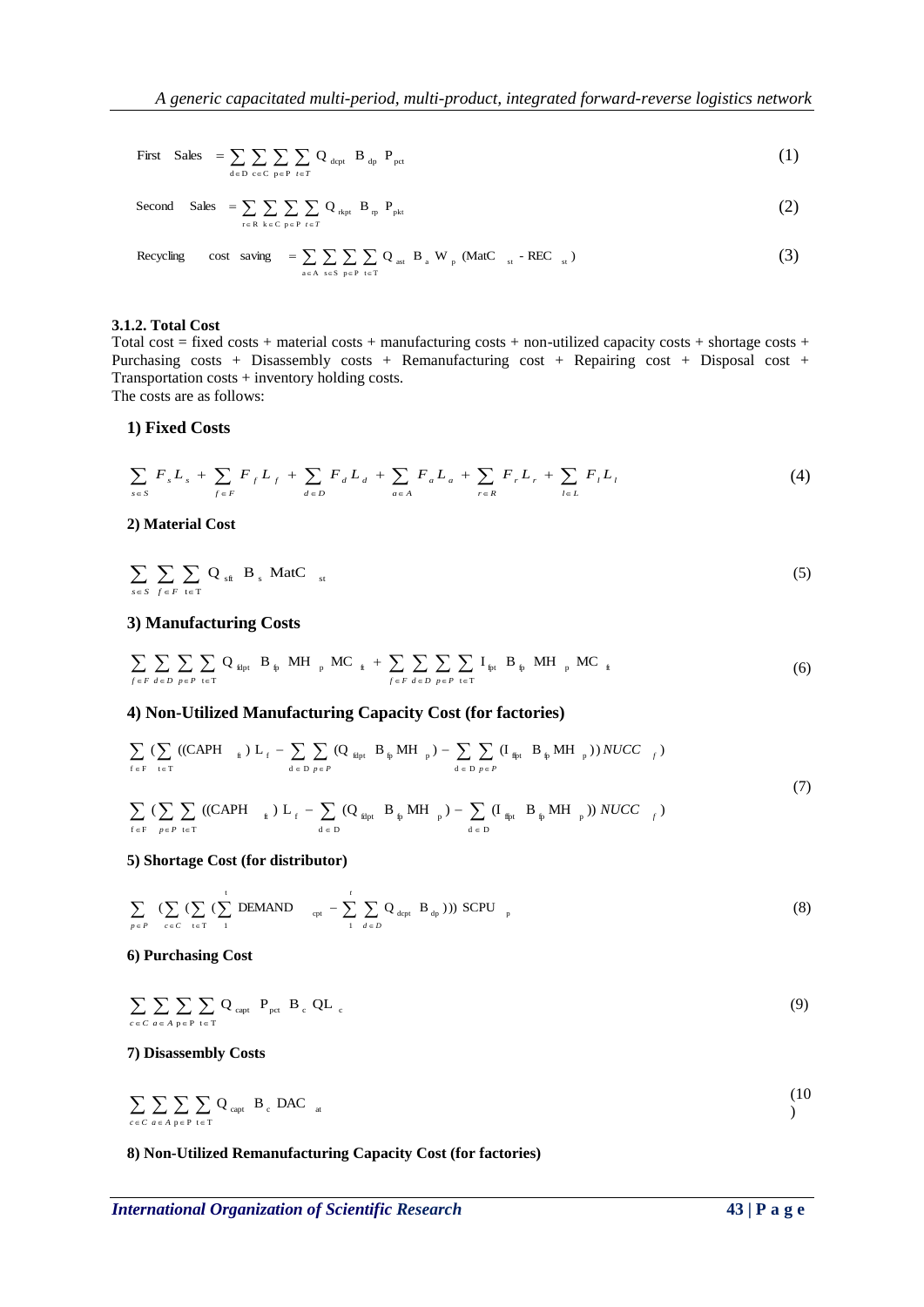$$\text{First Sales} = \sum_{d\in D}\sum_{c\in C}\sum_{p\in P}\sum_{t\in T} Q_{dcpt}\ B_{dp}\ P_{pct} \tag{1}$$

$$\text{Second Sales} = \sum_{r\in R}\sum_{k\in C}\sum_{p\in P}\sum_{t\in T} Q_{rkpt}\ B_{rp}\ P_{pkt} \tag{2}$$

$$\text{Recycling cost saving} = \sum_{a\in A}\sum_{s\in S}\sum_{p\in P}\sum_{t\in T} Q_{ast}\ B_{a}\ W_{p}\ (\text{MatC}_{st} - \text{REC}_{st}) \tag{3}$$

**3.1.2. Total Cost**

Total cost = fixed costs + material costs + manufacturing costs + non-utilized capacity costs + shortage costs + Purchasing costs + Disassembly costs + Remanufacturing cost + Repairing cost + Disposal cost + Transportation costs + inventory holding costs.

The costs are as follows:

### 1) Fixed Costs

$$\sum_{s\in S} F_s L_s + \sum_{f\in F} F_f L_f + \sum_{d\in D} F_d L_d + \sum_{a\in A} F_a L_a + \sum_{r\in R} F_r L_r + \sum_{l\in L} F_l L_l \tag{4}$$

### 2) Material Cost

$$\sum_{s\in S}\sum_{f\in F}\sum_{t\in T} Q_{sft}\ B_s\ \text{MatC}_{st} \tag{5}$$

### 3) Manufacturing Costs

$$\sum_{f\in F}\sum_{d\in D}\sum_{p\in P}\sum_{t\in T} Q_{fdpt}\ B_{fp}\ MH_p\ MC_{ft} + \sum_{f\in F}\sum_{d\in D}\sum_{p\in P}\sum_{t\in T} I_{fpt}\ B_{fp}\ MH_p\ MC_{ft} \tag{6}$$

### 4) Non-Utilized Manufacturing Capacity Cost (for factories)

$$\sum_{f\in F}\Big(\sum_{t\in T}\big((\text{CAPH}_{ft})\ L_f - \sum_{d\in D}\sum_{p\in P}(Q_{fdpt}\ B_{fp} MH_p) - \sum_{d\in D}\sum_{p\in P}(I_{fdpt}\ B_{fp} MH_p)\big)\ NUCC_f\Big)$$

$$\sum_{f\in F}\Big(\sum_{p\in P}\sum_{t\in T}\big((\text{CAPH}_{ft})\ L_f - \sum_{d\in D}(Q_{fdpt}\ B_{fp} MH_p) - \sum_{d\in D}(I_{fdpt}\ B_{fp} MH_p)\big)\ NUCC_f\Big) \tag{7}$$

### 5) Shortage Cost (for distributor)

$$\sum_{p\in P}\Big(\sum_{c\in C}\Big(\sum_{t\in T}\Big(\sum_{1}^{t}\text{DEMAND}_{cpt} - \sum_{1}^{t}\sum_{d\in D} Q_{dcpt}\ B_{dp}\Big)\Big)\Big)\ \text{SCPU}_p \tag{8}$$

### 6) Purchasing Cost

$$\sum_{c\in C}\sum_{a\in A}\sum_{p\in P}\sum_{t\in T} Q_{capt}\ P_{pct}\ B_c\ QL_c \tag{9}$$

### 7) Disassembly Costs

$$\sum_{c\in C}\sum_{a\in A}\sum_{p\in P}\sum_{t\in T} Q_{capt}\ B_c\ \text{DAC}_{at} \tag{10}$$

### 8) Non-Utilized Remanufacturing Capacity Cost (for factories)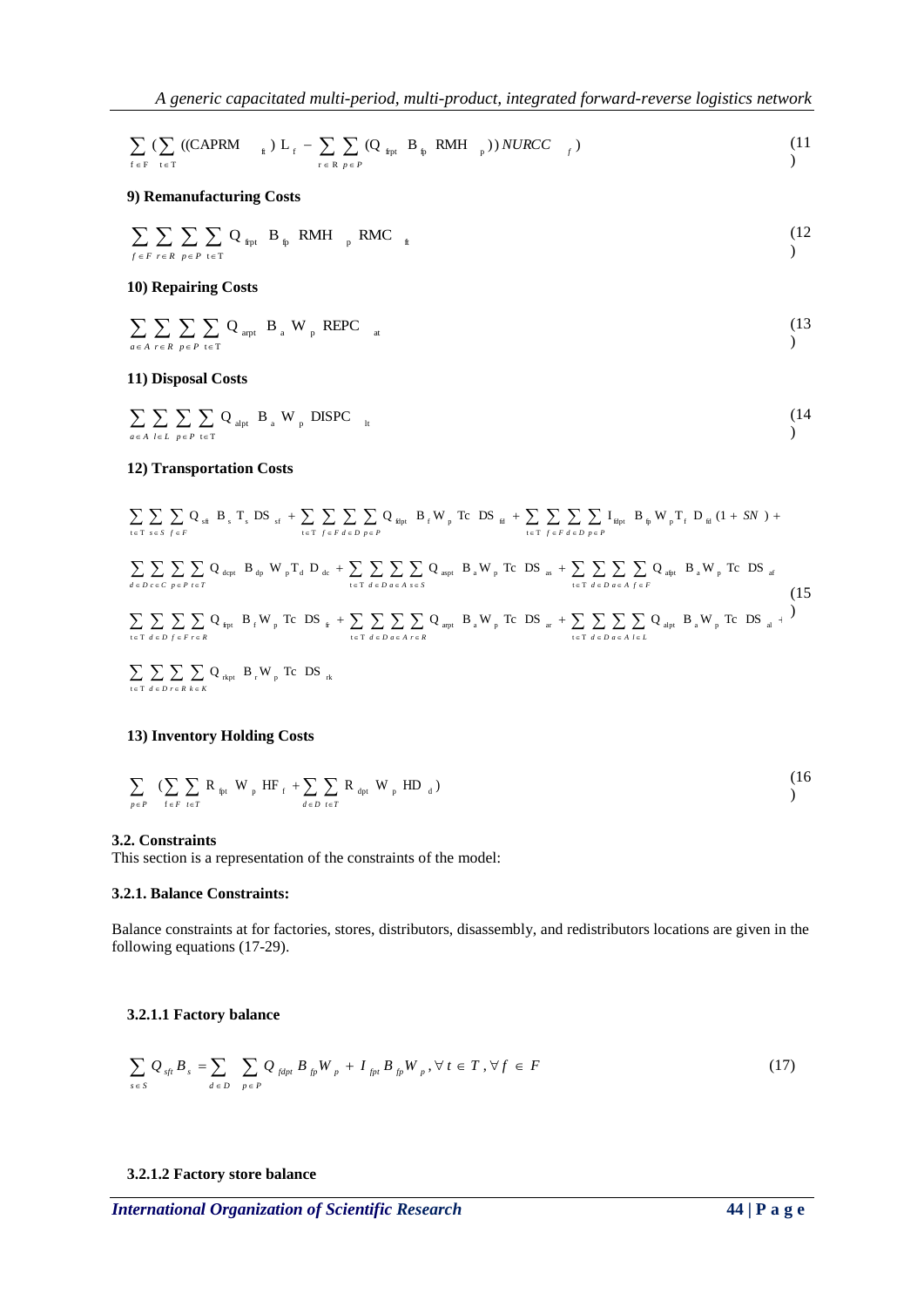$$\sum_{f \in F} \left( \sum_{t \in T} ((\text{CAPRM}_{ft}) \, L_f - \sum_{r \in R} \sum_{p \in P} (Q_{frpt} \, B_{fp} \, \text{RMH}_p)) \, NURCC_f \right) \tag{11}$$

**9) Remanufacturing Costs**

$$\sum_{f \in F} \sum_{r \in R} \sum_{p \in P} \sum_{t \in T} Q_{frpt} \, B_{fp} \, \text{RMH}_p \, \text{RMC}_{ft} \tag{12}$$

**10) Repairing Costs**

$$\sum_{a \in A} \sum_{r \in R} \sum_{p \in P} \sum_{t \in T} Q_{arpt} \, B_a \, W_p \, \text{REPC}_{at} \tag{13}$$

**11) Disposal Costs**

$$\sum_{a \in A} \sum_{l \in L} \sum_{p \in P} \sum_{t \in T} Q_{alpt} \, B_a \, W_p \, \text{DISPC}_{lt} \tag{14}$$

**12) Transportation Costs**

$$\begin{aligned}
&\sum_{t \in T} \sum_{s \in S} \sum_{f \in F} Q_{sft} \, B_s \, T_s \, DS_{sf} + \sum_{t \in T} \sum_{f \in F} \sum_{d \in D} \sum_{p \in P} Q_{fdpt} \, B_f W_p \, Tc \, DS_{fd} + \sum_{t \in T} \sum_{f \in F} \sum_{d \in D} \sum_{p \in P} I_{fdpt} \, B_{fp} W_p T_f \, D_{fd} (1 + SN) + \\
&\sum_{d \in D} \sum_{c \in C} \sum_{p \in P} \sum_{t \in T} Q_{dcpt} \, B_{dp} \, W_p T_d \, D_{dc} + \sum_{t \in T} \sum_{d \in D} \sum_{a \in A} \sum_{s \in S} Q_{aspt} \, B_a W_p \, Tc \, DS_{as} + \sum_{t \in T} \sum_{d \in D} \sum_{a \in A} \sum_{f \in F} Q_{afpt} \, B_a W_p \, Tc \, DS_{af} \\
&\sum_{t \in T} \sum_{d \in D} \sum_{f \in F} \sum_{r \in R} Q_{frpt} \, B_f W_p \, Tc \, DS_{fr} + \sum_{t \in T} \sum_{d \in D} \sum_{a \in A} \sum_{r \in R} Q_{arpt} \, B_a W_p \, Tc \, DS_{ar} + \sum_{t \in T} \sum_{d \in D} \sum_{a \in A} \sum_{l \in L} Q_{alpt} \, B_a W_p \, Tc \, DS_{al} + \\
&\sum_{t \in T} \sum_{d \in D} \sum_{r \in R} \sum_{k \in K} Q_{rkpt} \, B_r W_p \, Tc \, DS_{rk}
\end{aligned} \tag{15}$$

**13) Inventory Holding Costs**

$$\sum_{p \in P} \left( \sum_{f \in F} \sum_{t \in T} R_{fpt} \, W_p \, HF_f + \sum_{d \in D} \sum_{t \in T} R_{dpt} \, W_p \, HD_d \right) \tag{16}$$

### 3.2. Constraints

This section is a representation of the constraints of the model:

#### 3.2.1. Balance Constraints:

Balance constraints at for factories, stores, distributors, disassembly, and redistributors locations are given in the following equations (17-29).

##### 3.2.1.1 Factory balance

$$\sum_{s \in S} Q_{sft} B_s = \sum_{d \in D} \sum_{p \in P} Q_{fdpt} B_{fp} W_p + I_{fpt} B_{fp} W_p, \forall t \in T, \forall f \in F \tag{17}$$

##### 3.2.1.2 Factory store balance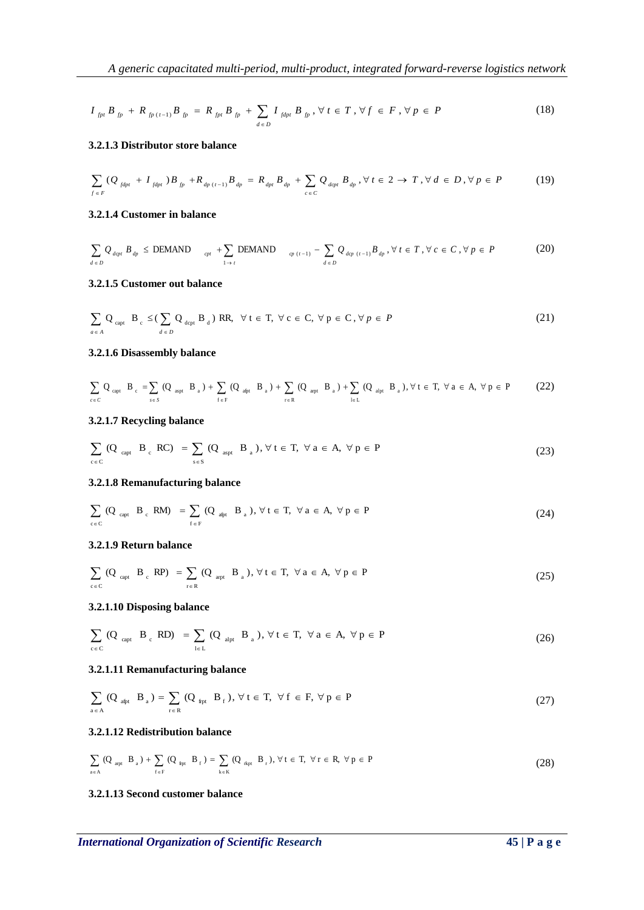$$I_{fpt} B_{fp} + R_{fp(t-1)} B_{fp} = R_{fpt} B_{fp} + \sum_{d \in D} I_{fdpt} B_{fp}, \forall t \in T, \forall f \in F, \forall p \in P \tag{18}$$

### 3.2.1.3 Distributor store balance

$$\sum_{f \in F} (Q_{fdpt} + I_{fdpt}) B_{fp} + R_{dp(t-1)} B_{dp} = R_{dpt} B_{dp} + \sum_{c \in C} Q_{dcpt} B_{dp}, \forall t \in 2 \rightarrow T, \forall d \in D, \forall p \in P \tag{19}$$

### 3.2.1.4 Customer in balance

$$\sum_{d \in D} Q_{dcpt} B_{dp} \leq \text{DEMAND}_{cpt} + \sum_{1 \rightarrow t} \text{DEMAND}_{cp(t-1)} - \sum_{d \in D} Q_{dcp(t-1)} B_{dp}, \forall t \in T, \forall c \in C, \forall p \in P \tag{20}$$

### 3.2.1.5 Customer out balance

$$\sum_{a \in A} \text{Q}_{\text{capt}} \text{B}_{\text{c}} \leq (\sum_{d \in D} \text{Q}_{\text{dcpt}} \text{B}_{\text{d}}) \text{ RR}, \ \forall \text{t} \in \text{T}, \ \forall \text{c} \in \text{C}, \ \forall \text{p} \in \text{C}, \forall p \in P \tag{21}$$

### 3.2.1.6 Disassembly balance

$$\sum_{c \in C} \text{Q}_{\text{capt}} \text{B}_{\text{c}} = \sum_{s \in S} (\text{Q}_{\text{aspt}} \text{B}_{\text{a}}) + \sum_{f \in F} (\text{Q}_{\text{afpt}} \text{B}_{\text{a}}) + \sum_{r \in R} (\text{Q}_{\text{arpt}} \text{B}_{\text{a}}) + \sum_{l \in L} (\text{Q}_{\text{alpt}} \text{B}_{\text{a}}), \forall \text{t} \in \text{T}, \ \forall \text{a} \in \text{A}, \ \forall \text{p} \in \text{P} \tag{22}$$

### 3.2.1.7 Recycling balance

$$\sum_{c \in C} (\text{Q}_{\text{capt}} \text{B}_{\text{c}} \text{ RC}) = \sum_{s \in S} (\text{Q}_{\text{aspt}} \text{B}_{\text{a}}), \forall \text{t} \in \text{T}, \ \forall \text{a} \in \text{A}, \ \forall \text{p} \in \text{P} \tag{23}$$

### 3.2.1.8 Remanufacturing balance

$$\sum_{c \in C} (\text{Q}_{\text{capt}} \text{B}_{\text{c}} \text{ RM}) = \sum_{f \in F} (\text{Q}_{\text{afpt}} \text{B}_{\text{a}}), \forall \text{t} \in \text{T}, \ \forall \text{a} \in \text{A}, \ \forall \text{p} \in \text{P} \tag{24}$$

### 3.2.1.9 Return balance

$$\sum_{c \in C} (\text{Q}_{\text{capt}} \text{B}_{\text{c}} \text{ RP}) = \sum_{r \in R} (\text{Q}_{\text{arpt}} \text{B}_{\text{a}}), \forall \text{t} \in \text{T}, \ \forall \text{a} \in \text{A}, \ \forall \text{p} \in \text{P} \tag{25}$$

### 3.2.1.10 Disposing balance

$$\sum_{c \in C} (\text{Q}_{\text{capt}} \text{B}_{\text{c}} \text{ RD}) = \sum_{l \in L} (\text{Q}_{\text{alpt}} \text{B}_{\text{a}}), \forall \text{t} \in \text{T}, \ \forall \text{a} \in \text{A}, \ \forall \text{p} \in \text{P} \tag{26}$$

### 3.2.1.11 Remanufacturing balance

$$\sum_{a \in A} (\text{Q}_{\text{afpt}} \text{B}_{\text{a}}) = \sum_{r \in R} (\text{Q}_{\text{frpt}} \text{B}_{\text{f}}), \forall \text{t} \in \text{T}, \ \forall \text{f} \in \text{F}, \forall \text{p} \in \text{P} \tag{27}$$

### 3.2.1.12 Redistribution balance

$$\sum_{a \in A} (\text{Q}_{\text{arpt}} \text{B}_{\text{a}}) + \sum_{f \in F} (\text{Q}_{\text{frpt}} \text{B}_{\text{f}}) = \sum_{k \in K} (\text{Q}_{\text{rkpt}} \text{B}_{\text{r}}), \forall \text{t} \in \text{T}, \ \forall \text{r} \in \text{R}, \ \forall \text{p} \in \text{P} \tag{28}$$

### 3.2.1.13 Second customer balance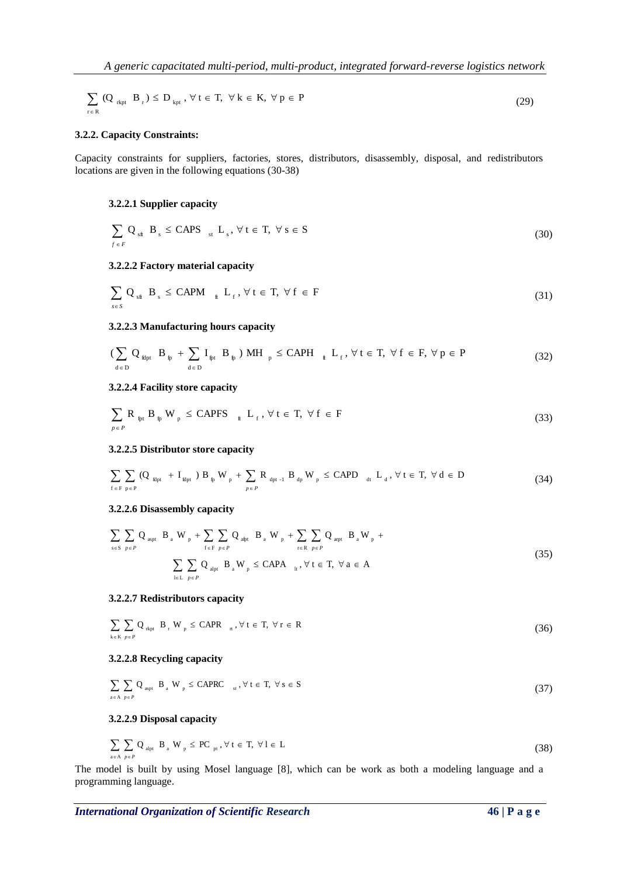$$\sum_{r \in R} (Q_{rkpt} \; B_r) \le D_{kpt}, \forall t \in T, \; \forall k \in K, \; \forall p \in P \tag{29}$$

### 3.2.2. Capacity Constraints:

Capacity constraints for suppliers, factories, stores, distributors, disassembly, disposal, and redistributors locations are given in the following equations (30-38)

#### 3.2.2.1 Supplier capacity

$$\sum_{f \in F} Q_{sft} \; B_s \le CAPS_{st} \; L_s, \forall t \in T, \; \forall s \in S \tag{30}$$

#### 3.2.2.2 Factory material capacity

$$\sum_{s \in S} Q_{sft} \; B_s \le CAPM_{ft} \; L_f, \forall t \in T, \; \forall f \in F \tag{31}$$

#### 3.2.2.3 Manufacturing hours capacity

$$(\sum_{d \in D} Q_{fdpt} \; B_{fp} + \sum_{d \in D} I_{fpt} \; B_{fp}) \; MH_p \le CAPH_{ft} \; L_f, \forall t \in T, \; \forall f \in F, \forall p \in P \tag{32}$$

#### 3.2.2.4 Facility store capacity

$$\sum_{p \in P} R_{fpt} \, B_{fp} \, W_p \le CAPFS_{ft} \; L_f, \forall t \in T, \; \forall f \in F \tag{33}$$

#### 3.2.2.5 Distributor store capacity

$$\sum_{f \in F} \sum_{p \in P} (Q_{fdpt} + I_{fdpt}) \, B_{fp} \, W_p + \sum_{p \in P} R_{dpt-1} \, B_{dp} \, W_p \le CAPD_{dt} \; L_d, \forall t \in T, \; \forall d \in D \tag{34}$$

#### 3.2.2.6 Disassembly capacity

$$\sum_{s \in S} \sum_{p \in P} Q_{aspt} \; B_a \, W_p + \sum_{f \in F} \sum_{p \in P} Q_{afpt} \; B_a \, W_p + \sum_{r \in R} \sum_{p \in P} Q_{arpt} \; B_a \, W_p + \sum_{l \in L} \sum_{p \in P} Q_{alpt} \; B_a \, W_p \le CAPA_{lt}, \forall t \in T, \; \forall a \in A \tag{35}$$

#### 3.2.2.7 Redistributors capacity

$$\sum_{k \in K} \sum_{p \in P} Q_{rkpt} \; B_r \, W_p \le CAPR_{rt}, \forall t \in T, \; \forall r \in R \tag{36}$$

#### 3.2.2.8 Recycling capacity

$$\sum_{a \in A} \sum_{p \in P} Q_{aspt} \; B_a \, W_p \le CAPRC_{st}, \forall t \in T, \; \forall s \in S \tag{37}$$

#### 3.2.2.9 Disposal capacity

$$\sum_{a \in A} \sum_{p \in P} Q_{alpt} \; B_a \, W_p \le PC_{pt}, \forall t \in T, \; \forall l \in L \tag{38}$$

The model is built by using Mosel language [8], which can be work as both a modeling language and a programming language.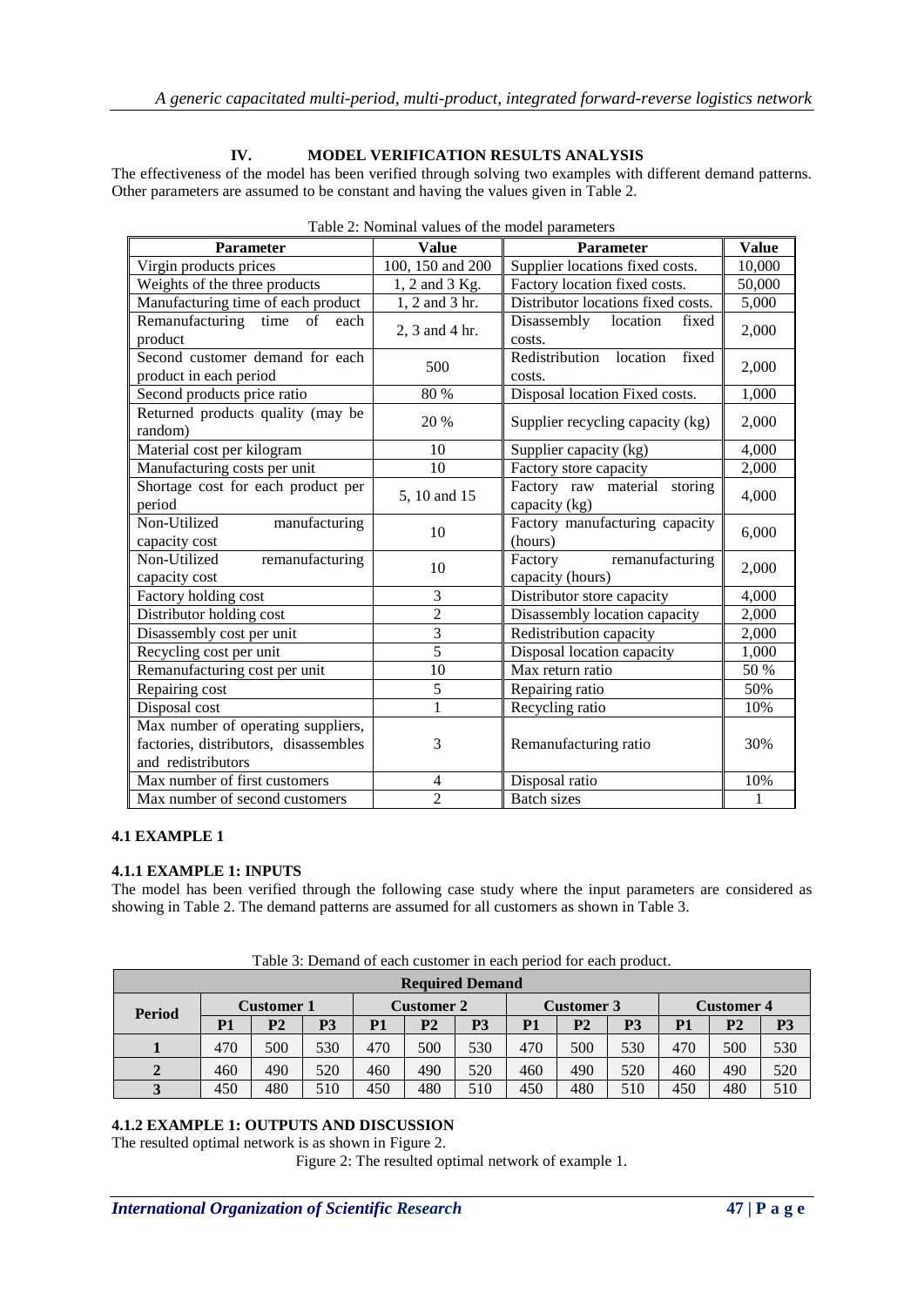## IV. MODEL VERIFICATION RESULTS ANALYSIS

The effectiveness of the model has been verified through solving two examples with different demand patterns. Other parameters are assumed to be constant and having the values given in Table 2.

Table 2: Nominal values of the model parameters

| Parameter | Value | Parameter | Value |
|---|---|---|---|
| Virgin products prices | 100, 150 and 200 | Supplier locations fixed costs. | 10,000 |
| Weights of the three products | 1, 2 and 3 Kg. | Factory location fixed costs. | 50,000 |
| Manufacturing time of each product | 1, 2 and 3 hr. | Distributor locations fixed costs. | 5,000 |
| Remanufacturing time of each product | 2, 3 and 4 hr. | Disassembly location fixed costs. | 2,000 |
| Second customer demand for each product in each period | 500 | Redistribution location fixed costs. | 2,000 |
| Second products price ratio | 80 % | Disposal location Fixed costs. | 1,000 |
| Returned products quality (may be random) | 20 % | Supplier recycling capacity (kg) | 2,000 |
| Material cost per kilogram | 10 | Supplier capacity (kg) | 4,000 |
| Manufacturing costs per unit | 10 | Factory store capacity | 2,000 |
| Shortage cost for each product per period | 5, 10 and 15 | Factory raw material storing capacity (kg) | 4,000 |
| Non-Utilized manufacturing capacity cost | 10 | Factory manufacturing capacity (hours) | 6,000 |
| Non-Utilized remanufacturing capacity cost | 10 | Factory remanufacturing capacity (hours) | 2,000 |
| Factory holding cost | 3 | Distributor store capacity | 4,000 |
| Distributor holding cost | 2 | Disassembly location capacity | 2,000 |
| Disassembly cost per unit | 3 | Redistribution capacity | 2,000 |
| Recycling cost per unit | 5 | Disposal location capacity | 1,000 |
| Remanufacturing cost per unit | 10 | Max return ratio | 50 % |
| Repairing cost | 5 | Repairing ratio | 50% |
| Disposal cost | 1 | Recycling ratio | 10% |
| Max number of operating suppliers, factories, distributors, disassembles and redistributors | 3 | Remanufacturing ratio | 30% |
| Max number of first customers | 4 | Disposal ratio | 10% |
| Max number of second customers | 2 | Batch sizes | 1 |

### 4.1 EXAMPLE 1

#### 4.1.1 EXAMPLE 1: INPUTS

The model has been verified through the following case study where the input parameters are considered as showing in Table 2. The demand patterns are assumed for all customers as shown in Table 3.

Table 3: Demand of each customer in each period for each product.

| Required Demand | | | | | | | | | | | | |
|---|---|---|---|---|---|---|---|---|---|---|---|---|
| Period | Customer 1 | | | Customer 2 | | | Customer 3 | | | Customer 4 | | |
| | P1 | P2 | P3 | P1 | P2 | P3 | P1 | P2 | P3 | P1 | P2 | P3 |
| 1 | 470 | 500 | 530 | 470 | 500 | 530 | 470 | 500 | 530 | 470 | 500 | 530 |
| 2 | 460 | 490 | 520 | 460 | 490 | 520 | 460 | 490 | 520 | 460 | 490 | 520 |
| 3 | 450 | 480 | 510 | 450 | 480 | 510 | 450 | 480 | 510 | 450 | 480 | 510 |

#### 4.1.2 EXAMPLE 1: OUTPUTS AND DISCUSSION

The resulted optimal network is as shown in Figure 2.

Figure 2: The resulted optimal network of example 1.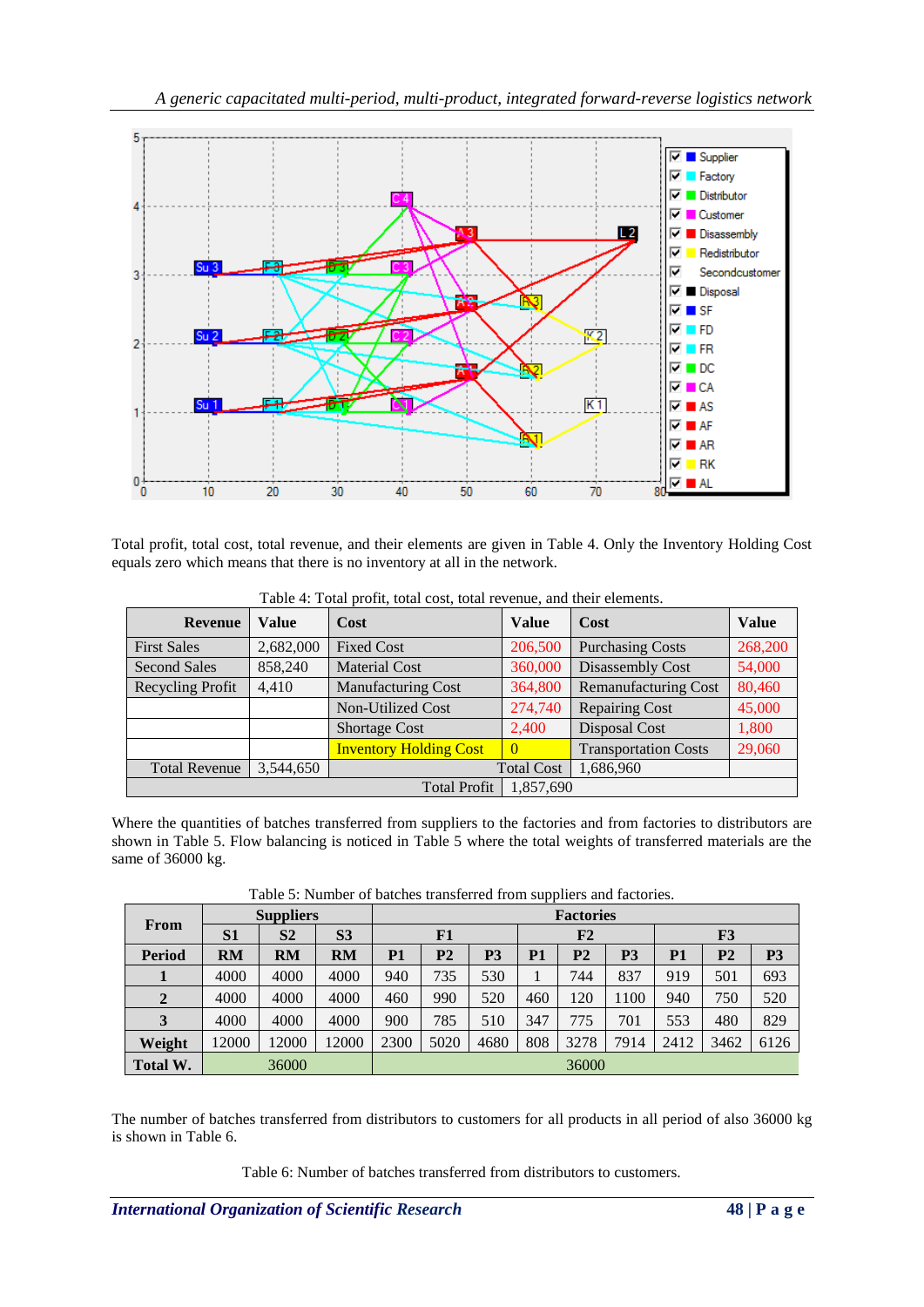Total profit, total cost, total revenue, and their elements are given in Table 4. Only the Inventory Holding Cost equals zero which means that there is no inventory at all in the network.

Table 4: Total profit, total cost, total revenue, and their elements.

| Revenue | Value | Cost | Value | Cost | Value |
|---|---|---|---|---|---|
| First Sales | 2,682,000 | Fixed Cost | 206,500 | Purchasing Costs | 268,200 |
| Second Sales | 858,240 | Material Cost | 360,000 | Disassembly Cost | 54,000 |
| Recycling Profit | 4,410 | Manufacturing Cost | 364,800 | Remanufacturing Cost | 80,460 |
| | | Non-Utilized Cost | 274,740 | Repairing Cost | 45,000 |
| | | Shortage Cost | 2,400 | Disposal Cost | 1,800 |
| | | Inventory Holding Cost | 0 | Transportation Costs | 29,060 |
| Total Revenue | 3,544,650 | Total Cost | 1,686,960 | | |
| | | Total Profit | 1,857,690 | | |

Where the quantities of batches transferred from suppliers to the factories and from factories to distributors are shown in Table 5. Flow balancing is noticed in Table 5 where the total weights of transferred materials are the same of 36000 kg.

Table 5: Number of batches transferred from suppliers and factories.

| From | Suppliers | | | Factories | | | | | | | | |
|---|---|---|---|---|---|---|---|---|---|---|---|---|
| | S1 | S2 | S3 | F1 | | | F2 | | | F3 | | |
| Period | RM | RM | RM | P1 | P2 | P3 | P1 | P2 | P3 | P1 | P2 | P3 |
| 1 | 4000 | 4000 | 4000 | 940 | 735 | 530 | 1 | 744 | 837 | 919 | 501 | 693 |
| 2 | 4000 | 4000 | 4000 | 460 | 990 | 520 | 460 | 120 | 1100 | 940 | 750 | 520 |
| 3 | 4000 | 4000 | 4000 | 900 | 785 | 510 | 347 | 775 | 701 | 553 | 480 | 829 |
| Weight | 12000 | 12000 | 12000 | 2300 | 5020 | 4680 | 808 | 3278 | 7914 | 2412 | 3462 | 6126 |
| Total W. | 36000 | | | 36000 | | | | | | | | |

The number of batches transferred from distributors to customers for all products in all period of also 36000 kg is shown in Table 6.

Table 6: Number of batches transferred from distributors to customers.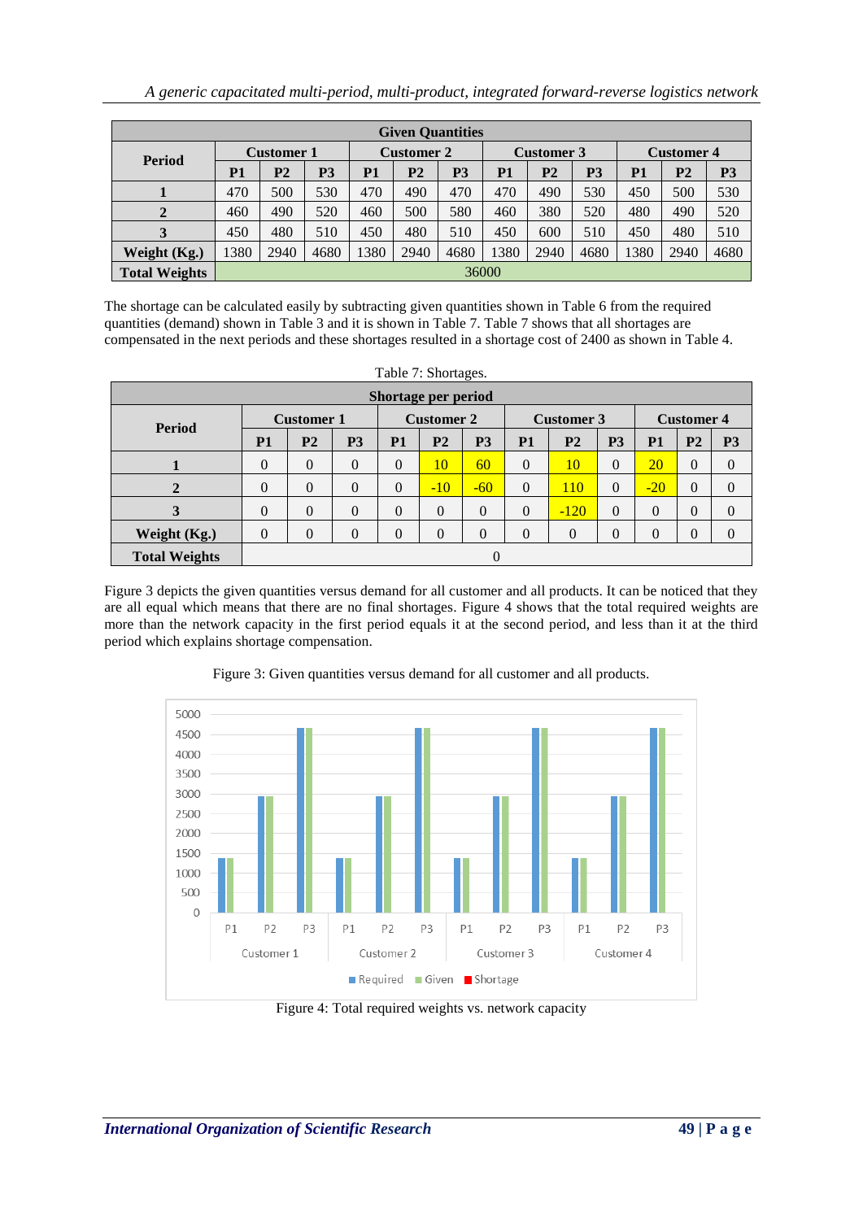| Given Quantities | | | | | | | | | | | | |
|---|---|---|---|---|---|---|---|---|---|---|---|---|
| **Period** | **Customer 1** | | | **Customer 2** | | | **Customer 3** | | | **Customer 4** | | |
| | **P1** | **P2** | **P3** | **P1** | **P2** | **P3** | **P1** | **P2** | **P3** | **P1** | **P2** | **P3** |
| **1** | 470 | 500 | 530 | 470 | 490 | 470 | 470 | 490 | 530 | 450 | 500 | 530 |
| **2** | 460 | 490 | 520 | 460 | 500 | 580 | 460 | 380 | 520 | 480 | 490 | 520 |
| **3** | 450 | 480 | 510 | 450 | 480 | 510 | 450 | 600 | 510 | 450 | 480 | 510 |
| **Weight (Kg.)** | 1380 | 2940 | 4680 | 1380 | 2940 | 4680 | 1380 | 2940 | 4680 | 1380 | 2940 | 4680 |
| **Total Weights** | 36000 | | | | | | | | | | | |

The shortage can be calculated easily by subtracting given quantities shown in Table 6 from the required quantities (demand) shown in Table 3 and it is shown in Table 7. Table 7 shows that all shortages are compensated in the next periods and these shortages resulted in a shortage cost of 2400 as shown in Table 4.

Table 7: Shortages.

| Shortage per period | | | | | | | | | | | | |
|---|---|---|---|---|---|---|---|---|---|---|---|---|
| **Period** | **Customer 1** | | | **Customer 2** | | | **Customer 3** | | | **Customer 4** | | |
| | **P1** | **P2** | **P3** | **P1** | **P2** | **P3** | **P1** | **P2** | **P3** | **P1** | **P2** | **P3** |
| **1** | 0 | 0 | 0 | 0 | 10 | 60 | 0 | 10 | 0 | 20 | 0 | 0 |
| **2** | 0 | 0 | 0 | 0 | -10 | -60 | 0 | 110 | 0 | -20 | 0 | 0 |
| **3** | 0 | 0 | 0 | 0 | 0 | 0 | 0 | -120 | 0 | 0 | 0 | 0 |
| **Weight (Kg.)** | 0 | 0 | 0 | 0 | 0 | 0 | 0 | 0 | 0 | 0 | 0 | 0 |
| **Total Weights** | 0 | | | | | | | | | | | |

Figure 3 depicts the given quantities versus demand for all customer and all products. It can be noticed that they are all equal which means that there are no final shortages. Figure 4 shows that the total required weights are more than the network capacity in the first period equals it at the second period, and less than it at the third period which explains shortage compensation.

Figure 3: Given quantities versus demand for all customer and all products.

Figure 4: Total required weights vs. network capacity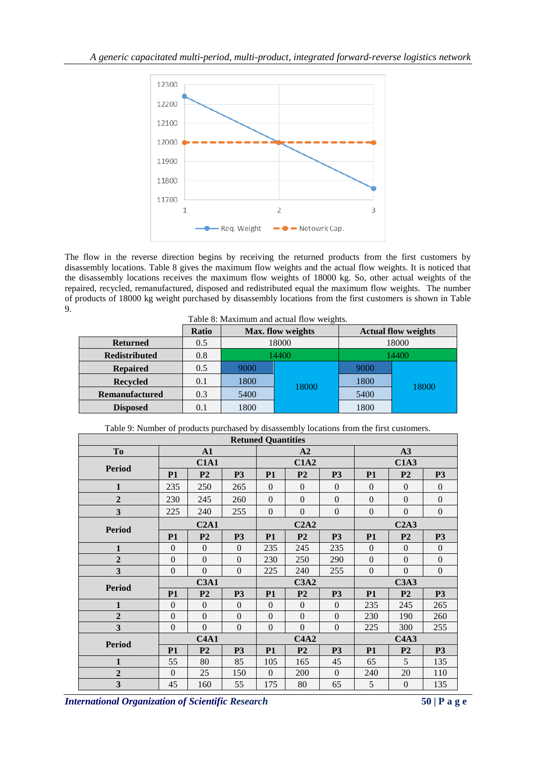The flow in the reverse direction begins by receiving the returned products from the first customers by disassembly locations. Table 8 gives the maximum flow weights and the actual flow weights. It is noticed that the disassembly locations receives the maximum flow weights of 18000 kg. So, other actual weights of the repaired, recycled, remanufactured, disposed and redistributed equal the maximum flow weights. The number of products of 18000 kg weight purchased by disassembly locations from the first customers is shown in Table 9.

Table 8: Maximum and actual flow weights.

| | Ratio | Max. flow weights | | Actual flow weights | |
|---|---|---|---|---|---|
| **Returned** | 0.5 | 18000 | | 18000 | |
| **Redistributed** | 0.8 | 14400 | | 14400 | |
| **Repaired** | 0.5 | 9000 | 18000 | 9000 | 18000 |
| **Recycled** | 0.1 | 1800 | | 1800 | |
| **Remanufactured** | 0.3 | 5400 | | 5400 | |
| **Disposed** | 0.1 | 1800 | | 1800 | |

Table 9: Number of products purchased by disassembly locations from the first customers.

| **Retuned Quantities** | | | | | | | | | |
|---|---|---|---|---|---|---|---|---|---|
| **To** | **A1** | | | **A2** | | | **A3** | | |
| **Period** | **C1A1** | | | **C1A2** | | | **C1A3** | | |
| | **P1** | **P2** | **P3** | **P1** | **P2** | **P3** | **P1** | **P2** | **P3** |
| **1** | 235 | 250 | 265 | 0 | 0 | 0 | 0 | 0 | 0 |
| **2** | 230 | 245 | 260 | 0 | 0 | 0 | 0 | 0 | 0 |
| **3** | 225 | 240 | 255 | 0 | 0 | 0 | 0 | 0 | 0 |
| **Period** | **C2A1** | | | **C2A2** | | | **C2A3** | | |
| | **P1** | **P2** | **P3** | **P1** | **P2** | **P3** | **P1** | **P2** | **P3** |
| **1** | 0 | 0 | 0 | 235 | 245 | 235 | 0 | 0 | 0 |
| **2** | 0 | 0 | 0 | 230 | 250 | 290 | 0 | 0 | 0 |
| **3** | 0 | 0 | 0 | 225 | 240 | 255 | 0 | 0 | 0 |
| **Period** | **C3A1** | | | **C3A2** | | | **C3A3** | | |
| | **P1** | **P2** | **P3** | **P1** | **P2** | **P3** | **P1** | **P2** | **P3** |
| **1** | 0 | 0 | 0 | 0 | 0 | 0 | 235 | 245 | 265 |
| **2** | 0 | 0 | 0 | 0 | 0 | 0 | 230 | 190 | 260 |
| **3** | 0 | 0 | 0 | 0 | 0 | 0 | 225 | 300 | 255 |
| **Period** | **C4A1** | | | **C4A2** | | | **C4A3** | | |
| | **P1** | **P2** | **P3** | **P1** | **P2** | **P3** | **P1** | **P2** | **P3** |
| **1** | 55 | 80 | 85 | 105 | 165 | 45 | 65 | 5 | 135 |
| **2** | 0 | 25 | 150 | 0 | 200 | 0 | 240 | 20 | 110 |
| **3** | 45 | 160 | 55 | 175 | 80 | 65 | 5 | 0 | 135 |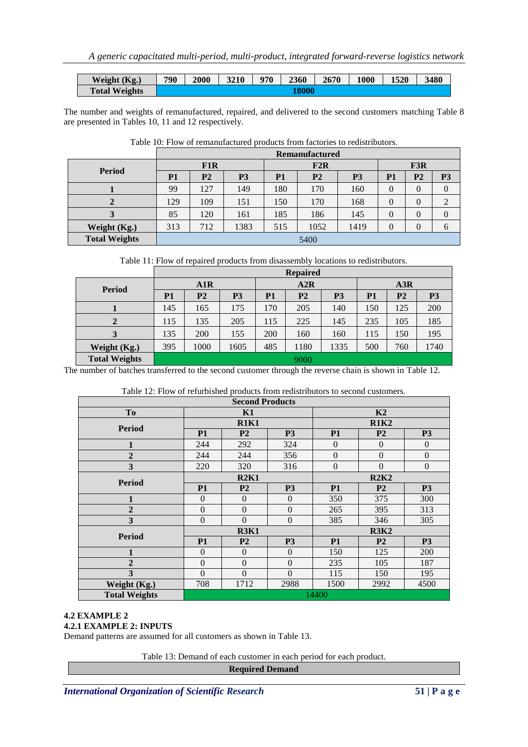| Weight (Kg.) | 790 | 2000 | 3210 | 970 | 2360 | 2670 | 1000 | 1520 | 3480 |
|---|---|---|---|---|---|---|---|---|---|
| Total Weights | 18000 | | | | | | | | |

The number and weights of remanufactured, repaired, and delivered to the second customers matching Table 8 are presented in Tables 10, 11 and 12 respectively.

Table 10: Flow of remanufactured products from factories to redistributors.

| Period | Remanufactured | | | | | | | | |
|---|---|---|---|---|---|---|---|---|---|
| | F1R | | | F2R | | | F3R | | |
| | P1 | P2 | P3 | P1 | P2 | P3 | P1 | P2 | P3 |
| 1 | 99 | 127 | 149 | 180 | 170 | 160 | 0 | 0 | 0 |
| 2 | 129 | 109 | 151 | 150 | 170 | 168 | 0 | 0 | 2 |
| 3 | 85 | 120 | 161 | 185 | 186 | 145 | 0 | 0 | 0 |
| Weight (Kg.) | 313 | 712 | 1383 | 515 | 1052 | 1419 | 0 | 0 | 6 |
| Total Weights | 5400 | | | | | | | | |

Table 11: Flow of repaired products from disassembly locations to redistributors.

| Period | Repaired | | | | | | | | |
|---|---|---|---|---|---|---|---|---|---|
| | A1R | | | A2R | | | A3R | | |
| | P1 | P2 | P3 | P1 | P2 | P3 | P1 | P2 | P3 |
| 1 | 145 | 165 | 175 | 170 | 205 | 140 | 150 | 125 | 200 |
| 2 | 115 | 135 | 205 | 115 | 225 | 145 | 235 | 105 | 185 |
| 3 | 135 | 200 | 155 | 200 | 160 | 160 | 115 | 150 | 195 |
| Weight (Kg.) | 395 | 1000 | 1605 | 485 | 1180 | 1335 | 500 | 760 | 1740 |
| Total Weights | 9000 | | | | | | | | |

The number of batches transferred to the second customer through the reverse chain is shown in Table 12.

Table 12: Flow of refurbished products from redistributors to second customers.

| Second Products | | | | | | |
|---|---|---|---|---|---|---|
| To | K1 | | | K2 | | |
| Period | R1K1 | | | R1K2 | | |
| | P1 | P2 | P3 | P1 | P2 | P3 |
| 1 | 244 | 292 | 324 | 0 | 0 | 0 |
| 2 | 244 | 244 | 356 | 0 | 0 | 0 |
| 3 | 220 | 320 | 316 | 0 | 0 | 0 |
| Period | R2K1 | | | R2K2 | | |
| | P1 | P2 | P3 | P1 | P2 | P3 |
| 1 | 0 | 0 | 0 | 350 | 375 | 300 |
| 2 | 0 | 0 | 0 | 265 | 395 | 313 |
| 3 | 0 | 0 | 0 | 385 | 346 | 305 |
| Period | R3K1 | | | R3K2 | | |
| | P1 | P2 | P3 | P1 | P2 | P3 |
| 1 | 0 | 0 | 0 | 150 | 125 | 200 |
| 2 | 0 | 0 | 0 | 235 | 105 | 187 |
| 3 | 0 | 0 | 0 | 115 | 150 | 195 |
| Weight (Kg.) | 708 | 1712 | 2988 | 1500 | 2992 | 4500 |
| Total Weights | 14400 | | | | | |

## 4.2 EXAMPLE 2

### 4.2.1 EXAMPLE 2: INPUTS

Demand patterns are assumed for all customers as shown in Table 13.

Table 13: Demand of each customer in each period for each product.

| Required Demand |
|---|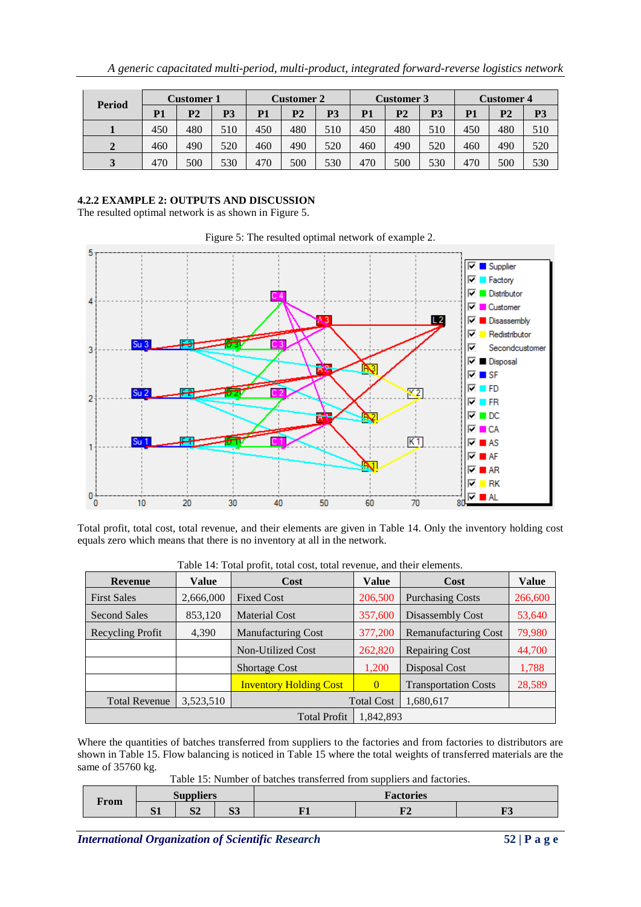| Period | Customer 1 | | | Customer 2 | | | Customer 3 | | | Customer 4 | | |
|---|---|---|---|---|---|---|---|---|---|---|---|---|
| | P1 | P2 | P3 | P1 | P2 | P3 | P1 | P2 | P3 | P1 | P2 | P3 |
| 1 | 450 | 480 | 510 | 450 | 480 | 510 | 450 | 480 | 510 | 450 | 480 | 510 |
| 2 | 460 | 490 | 520 | 460 | 490 | 520 | 460 | 490 | 520 | 460 | 490 | 520 |
| 3 | 470 | 500 | 530 | 470 | 500 | 530 | 470 | 500 | 530 | 470 | 500 | 530 |

### 4.2.2 EXAMPLE 2: OUTPUTS AND DISCUSSION

The resulted optimal network is as shown in Figure 5.

Figure 5: The resulted optimal network of example 2.

Total profit, total cost, total revenue, and their elements are given in Table 14. Only the inventory holding cost equals zero which means that there is no inventory at all in the network.

Table 14: Total profit, total cost, total revenue, and their elements.

| Revenue | Value | Cost | Value | Cost | Value |
|---|---|---|---|---|---|
| First Sales | 2,666,000 | Fixed Cost | 206,500 | Purchasing Costs | 266,600 |
| Second Sales | 853,120 | Material Cost | 357,600 | Disassembly Cost | 53,640 |
| Recycling Profit | 4,390 | Manufacturing Cost | 377,200 | Remanufacturing Cost | 79,980 |
| | | Non-Utilized Cost | 262,820 | Repairing Cost | 44,700 |
| | | Shortage Cost | 1,200 | Disposal Cost | 1,788 |
| | | Inventory Holding Cost | 0 | Transportation Costs | 28,589 |
| Total Revenue | 3,523,510 | | Total Cost | 1,680,617 | |
| | | | Total Profit | 1,842,893 | |

Where the quantities of batches transferred from suppliers to the factories and from factories to distributors are shown in Table 15. Flow balancing is noticed in Table 15 where the total weights of transferred materials are the same of 35760 kg.

Table 15: Number of batches transferred from suppliers and factories.

| From | Suppliers | | | Factories | | |
|---|---|---|---|---|---|---|
| | S1 | S2 | S3 | F1 | F2 | F3 |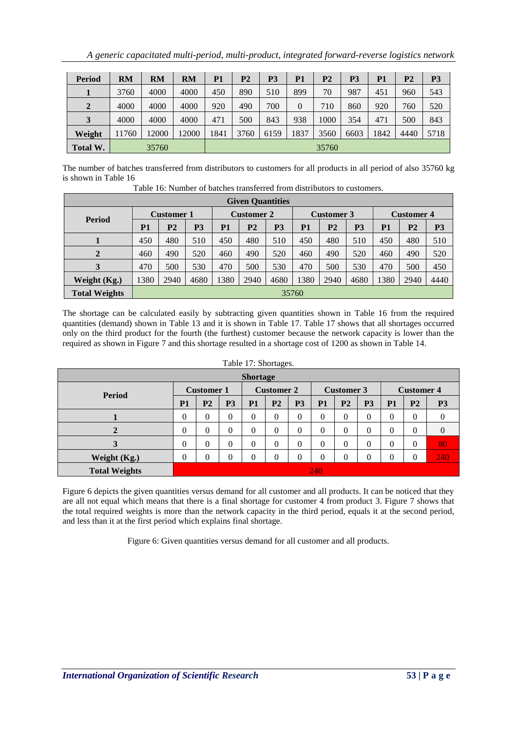| Period | RM | RM | RM | P1 | P2 | P3 | P1 | P2 | P3 | P1 | P2 | P3 |
|---|---|---|---|---|---|---|---|---|---|---|---|---|
| 1 | 3760 | 4000 | 4000 | 450 | 890 | 510 | 899 | 70 | 987 | 451 | 960 | 543 |
| 2 | 4000 | 4000 | 4000 | 920 | 490 | 700 | 0 | 710 | 860 | 920 | 760 | 520 |
| 3 | 4000 | 4000 | 4000 | 471 | 500 | 843 | 938 | 1000 | 354 | 471 | 500 | 843 |
| Weight | 11760 | 12000 | 12000 | 1841 | 3760 | 6159 | 1837 | 3560 | 6603 | 1842 | 4440 | 5718 |
| Total W. | 35760 | | | 35760 | | | | | | | | |

The number of batches transferred from distributors to customers for all products in all period of also 35760 kg is shown in Table 16

Table 16: Number of batches transferred from distributors to customers.

| Given Quantities | | | | | | | | | | | | |
|---|---|---|---|---|---|---|---|---|---|---|---|---|
| Period | Customer 1 | | | Customer 2 | | | Customer 3 | | | Customer 4 | | |
| | P1 | P2 | P3 | P1 | P2 | P3 | P1 | P2 | P3 | P1 | P2 | P3 |
| 1 | 450 | 480 | 510 | 450 | 480 | 510 | 450 | 480 | 510 | 450 | 480 | 510 |
| 2 | 460 | 490 | 520 | 460 | 490 | 520 | 460 | 490 | 520 | 460 | 490 | 520 |
| 3 | 470 | 500 | 530 | 470 | 500 | 530 | 470 | 500 | 530 | 470 | 500 | 450 |
| Weight (Kg.) | 1380 | 2940 | 4680 | 1380 | 2940 | 4680 | 1380 | 2940 | 4680 | 1380 | 2940 | 4440 |
| Total Weights | 35760 | | | | | | | | | | | |

The shortage can be calculated easily by subtracting given quantities shown in Table 16 from the required quantities (demand) shown in Table 13 and it is shown in Table 17. Table 17 shows that all shortages occurred only on the third product for the fourth (the furthest) customer because the network capacity is lower than the required as shown in Figure 7 and this shortage resulted in a shortage cost of 1200 as shown in Table 14.

Table 17: Shortages.

| Shortage | | | | | | | | | | | | |
|---|---|---|---|---|---|---|---|---|---|---|---|---|
| Period | Customer 1 | | | Customer 2 | | | Customer 3 | | | Customer 4 | | |
| | P1 | P2 | P3 | P1 | P2 | P3 | P1 | P2 | P3 | P1 | P2 | P3 |
| 1 | 0 | 0 | 0 | 0 | 0 | 0 | 0 | 0 | 0 | 0 | 0 | 0 |
| 2 | 0 | 0 | 0 | 0 | 0 | 0 | 0 | 0 | 0 | 0 | 0 | 0 |
| 3 | 0 | 0 | 0 | 0 | 0 | 0 | 0 | 0 | 0 | 0 | 0 | 80 |
| Weight (Kg.) | 0 | 0 | 0 | 0 | 0 | 0 | 0 | 0 | 0 | 0 | 0 | 240 |
| Total Weights | 240 | | | | | | | | | | | |

Figure 6 depicts the given quantities versus demand for all customer and all products. It can be noticed that they are all not equal which means that there is a final shortage for customer 4 from product 3. Figure 7 shows that the total required weights is more than the network capacity in the third period, equals it at the second period, and less than it at the first period which explains final shortage.

Figure 6: Given quantities versus demand for all customer and all products.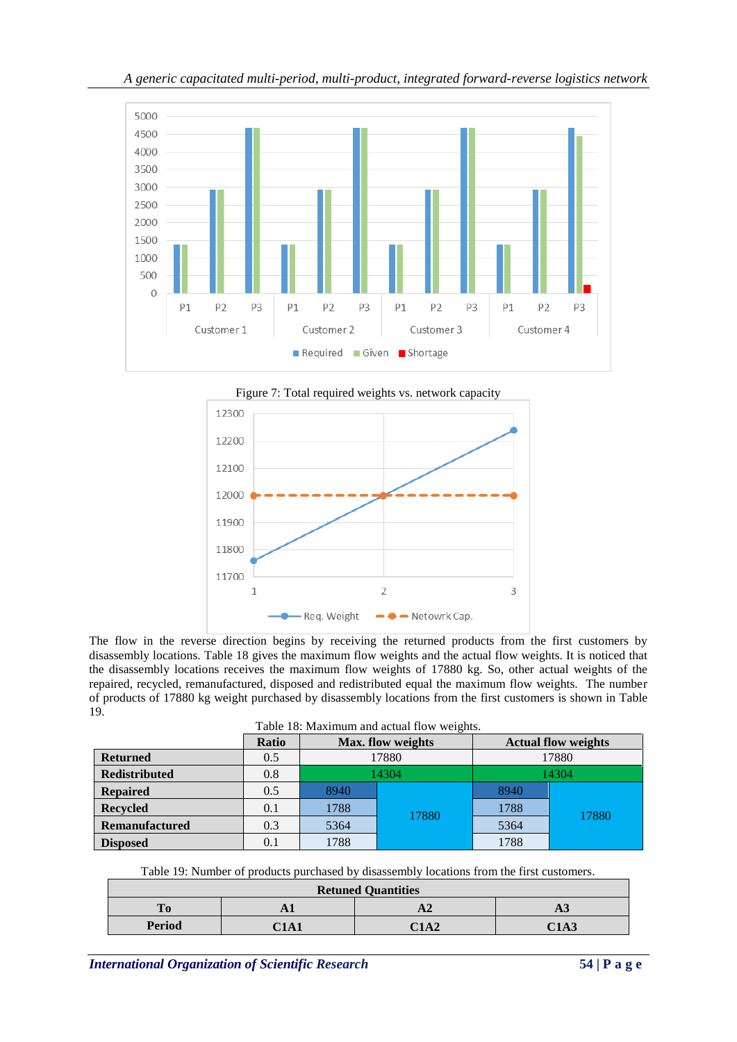Figure 7: Total required weights vs. network capacity

The flow in the reverse direction begins by receiving the returned products from the first customers by disassembly locations. Table 18 gives the maximum flow weights and the actual flow weights. It is noticed that the disassembly locations receives the maximum flow weights of 17880 kg. So, other actual weights of the repaired, recycled, remanufactured, disposed and redistributed equal the maximum flow weights. The number of products of 17880 kg weight purchased by disassembly locations from the first customers is shown in Table 19.

Table 18: Maximum and actual flow weights.

| | Ratio | Max. flow weights | | Actual flow weights | |
|---|---|---|---|---|---|
| **Returned** | 0.5 | 17880 | | 17880 | |
| **Redistributed** | 0.8 | 14304 | | 14304 | |
| **Repaired** | 0.5 | 8940 | 17880 | 8940 | 17880 |
| **Recycled** | 0.1 | 1788 | | 1788 | |
| **Remanufactured** | 0.3 | 5364 | | 5364 | |
| **Disposed** | 0.1 | 1788 | | 1788 | |

Table 19: Number of products purchased by disassembly locations from the first customers.

| **Retuned Quantities** | | | |
|---|---|---|---|
| **To** | **A1** | **A2** | **A3** |
| **Period** | **C1A1** | **C1A2** | **C1A3** |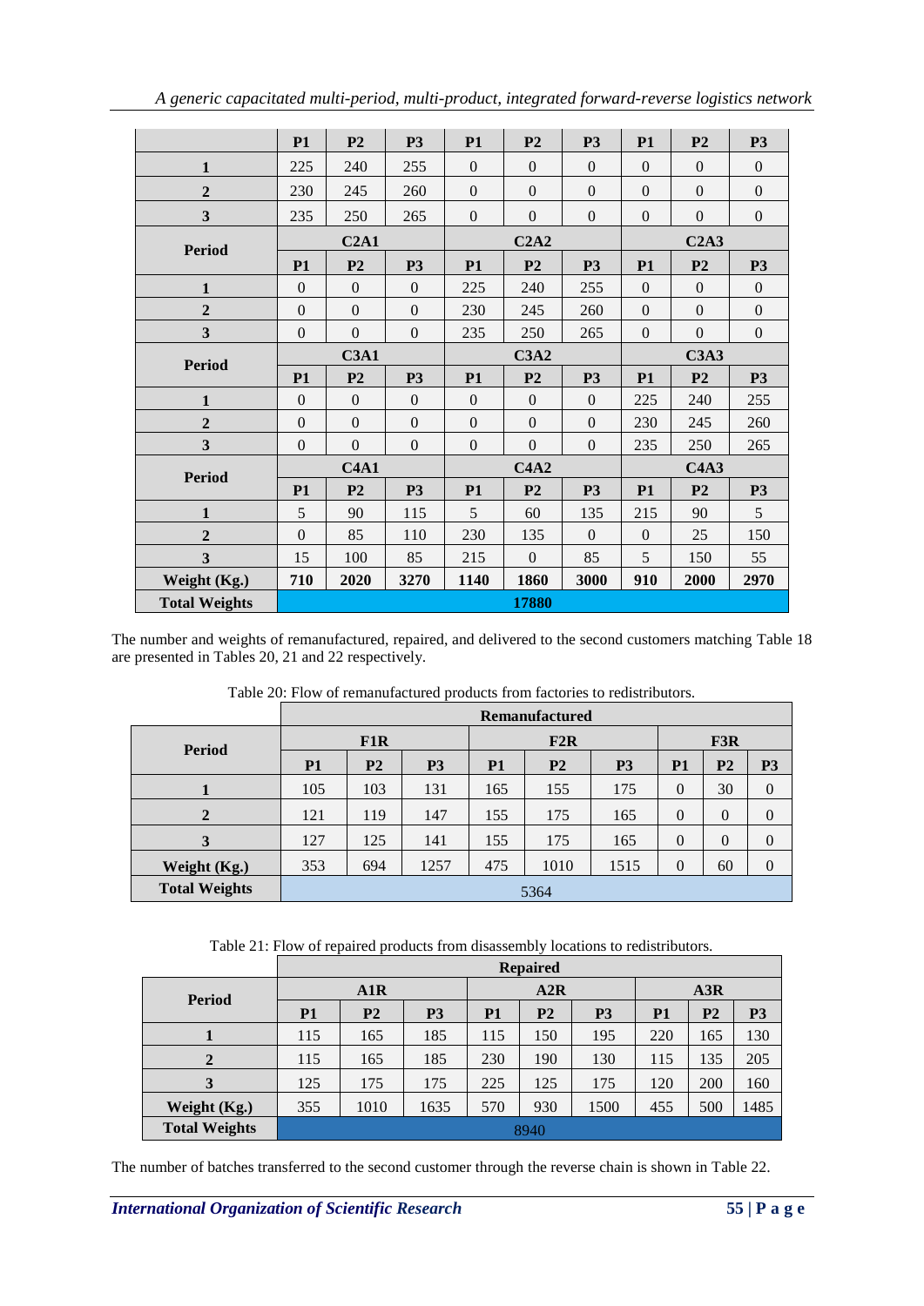|  | P1 | P2 | P3 | P1 | P2 | P3 | P1 | P2 | P3 |
|---|---|---|---|---|---|---|---|---|---|
| 1 | 225 | 240 | 255 | 0 | 0 | 0 | 0 | 0 | 0 |
| 2 | 230 | 245 | 260 | 0 | 0 | 0 | 0 | 0 | 0 |
| 3 | 235 | 250 | 265 | 0 | 0 | 0 | 0 | 0 | 0 |
| Period | C2A1 | | | C2A2 | | | C2A3 | | |
|  | P1 | P2 | P3 | P1 | P2 | P3 | P1 | P2 | P3 |
| 1 | 0 | 0 | 0 | 225 | 240 | 255 | 0 | 0 | 0 |
| 2 | 0 | 0 | 0 | 230 | 245 | 260 | 0 | 0 | 0 |
| 3 | 0 | 0 | 0 | 235 | 250 | 265 | 0 | 0 | 0 |
| Period | C3A1 | | | C3A2 | | | C3A3 | | |
|  | P1 | P2 | P3 | P1 | P2 | P3 | P1 | P2 | P3 |
| 1 | 0 | 0 | 0 | 0 | 0 | 0 | 225 | 240 | 255 |
| 2 | 0 | 0 | 0 | 0 | 0 | 0 | 230 | 245 | 260 |
| 3 | 0 | 0 | 0 | 0 | 0 | 0 | 235 | 250 | 265 |
| Period | C4A1 | | | C4A2 | | | C4A3 | | |
|  | P1 | P2 | P3 | P1 | P2 | P3 | P1 | P2 | P3 |
| 1 | 5 | 90 | 115 | 5 | 60 | 135 | 215 | 90 | 5 |
| 2 | 0 | 85 | 110 | 230 | 135 | 0 | 0 | 25 | 150 |
| 3 | 15 | 100 | 85 | 215 | 0 | 85 | 5 | 150 | 55 |
| **Weight (Kg.)** | **710** | **2020** | **3270** | **1140** | **1860** | **3000** | **910** | **2000** | **2970** |
| **Total Weights** | **17880** | | | | | | | | |

The number and weights of remanufactured, repaired, and delivered to the second customers matching Table 18 are presented in Tables 20, 21 and 22 respectively.

Table 20: Flow of remanufactured products from factories to redistributors.

| Period | Remanufactured | | | | | | | | |
|---|---|---|---|---|---|---|---|---|---|
|  | F1R | | | F2R | | | F3R | | |
|  | P1 | P2 | P3 | P1 | P2 | P3 | P1 | P2 | P3 |
| 1 | 105 | 103 | 131 | 165 | 155 | 175 | 0 | 30 | 0 |
| 2 | 121 | 119 | 147 | 155 | 175 | 165 | 0 | 0 | 0 |
| 3 | 127 | 125 | 141 | 155 | 175 | 165 | 0 | 0 | 0 |
| Weight (Kg.) | 353 | 694 | 1257 | 475 | 1010 | 1515 | 0 | 60 | 0 |
| Total Weights | 5364 | | | | | | | | |

Table 21: Flow of repaired products from disassembly locations to redistributors.

| Period | Repaired | | | | | | | | |
|---|---|---|---|---|---|---|---|---|---|
|  | A1R | | | A2R | | | A3R | | |
|  | P1 | P2 | P3 | P1 | P2 | P3 | P1 | P2 | P3 |
| 1 | 115 | 165 | 185 | 115 | 150 | 195 | 220 | 165 | 130 |
| 2 | 115 | 165 | 185 | 230 | 190 | 130 | 115 | 135 | 205 |
| 3 | 125 | 175 | 175 | 225 | 125 | 175 | 120 | 200 | 160 |
| Weight (Kg.) | 355 | 1010 | 1635 | 570 | 930 | 1500 | 455 | 500 | 1485 |
| Total Weights | 8940 | | | | | | | | |

The number of batches transferred to the second customer through the reverse chain is shown in Table 22.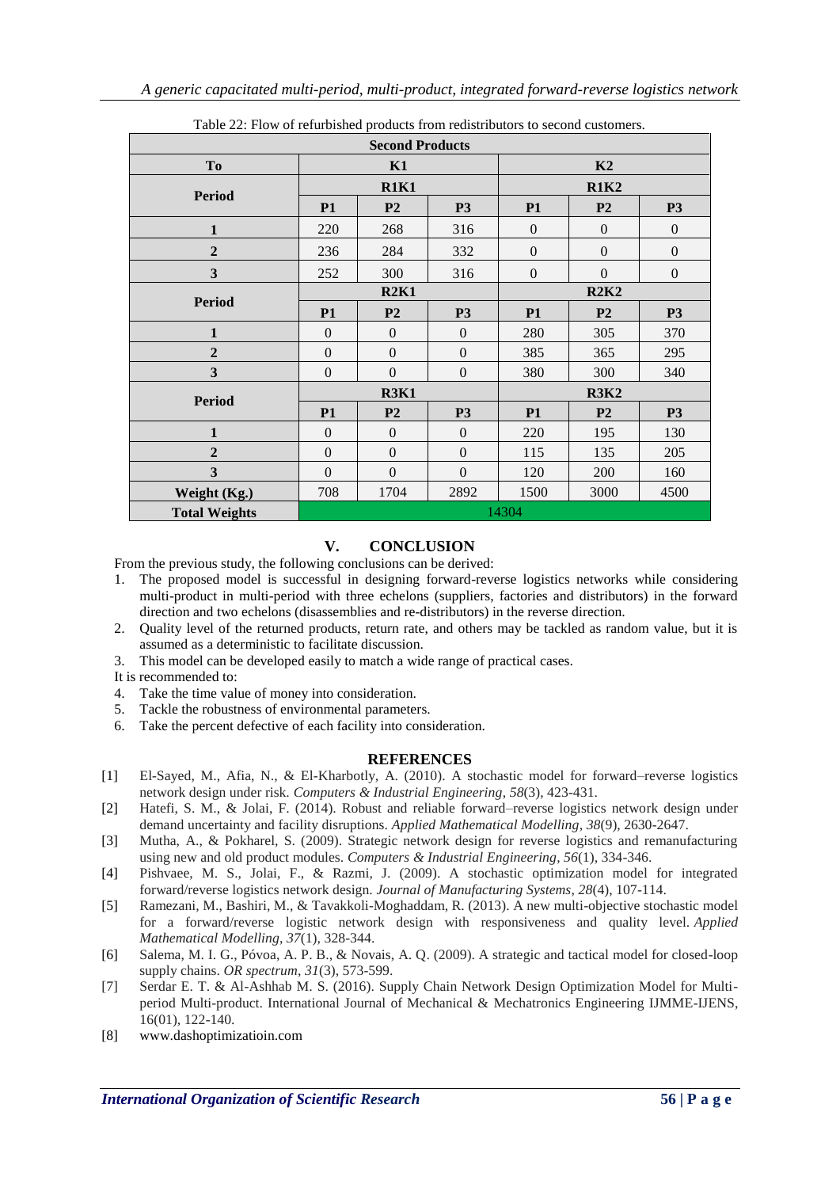Table 22: Flow of refurbished products from redistributors to second customers.

| Second Products | | | | | | |
|---|---|---|---|---|---|---|
| To | K1 | | | K2 | | |
| Period | R1K1 | | | R1K2 | | |
| | P1 | P2 | P3 | P1 | P2 | P3 |
| 1 | 220 | 268 | 316 | 0 | 0 | 0 |
| 2 | 236 | 284 | 332 | 0 | 0 | 0 |
| 3 | 252 | 300 | 316 | 0 | 0 | 0 |
| Period | R2K1 | | | R2K2 | | |
| | P1 | P2 | P3 | P1 | P2 | P3 |
| 1 | 0 | 0 | 0 | 280 | 305 | 370 |
| 2 | 0 | 0 | 0 | 385 | 365 | 295 |
| 3 | 0 | 0 | 0 | 380 | 300 | 340 |
| Period | R3K1 | | | R3K2 | | |
| | P1 | P2 | P3 | P1 | P2 | P3 |
| 1 | 0 | 0 | 0 | 220 | 195 | 130 |
| 2 | 0 | 0 | 0 | 115 | 135 | 205 |
| 3 | 0 | 0 | 0 | 120 | 200 | 160 |
| Weight (Kg.) | 708 | 1704 | 2892 | 1500 | 3000 | 4500 |
| Total Weights | 14304 | | | | | |

## V. CONCLUSION

From the previous study, the following conclusions can be derived:

1. The proposed model is successful in designing forward-reverse logistics networks while considering multi-product in multi-period with three echelons (suppliers, factories and distributors) in the forward direction and two echelons (disassemblies and re-distributors) in the reverse direction.
2. Quality level of the returned products, return rate, and others may be tackled as random value, but it is assumed as a deterministic to facilitate discussion.
3. This model can be developed easily to match a wide range of practical cases.

It is recommended to:

4. Take the time value of money into consideration.
5. Tackle the robustness of environmental parameters.
6. Take the percent defective of each facility into consideration.

## REFERENCES

[1] El-Sayed, M., Afia, N., & El-Kharbotly, A. (2010). A stochastic model for forward–reverse logistics network design under risk. *Computers & Industrial Engineering*, *58*(3), 423-431.

[2] Hatefi, S. M., & Jolai, F. (2014). Robust and reliable forward–reverse logistics network design under demand uncertainty and facility disruptions. *Applied Mathematical Modelling*, *38*(9), 2630-2647.

[3] Mutha, A., & Pokharel, S. (2009). Strategic network design for reverse logistics and remanufacturing using new and old product modules. *Computers & Industrial Engineering*, *56*(1), 334-346.

[4] Pishvaee, M. S., Jolai, F., & Razmi, J. (2009). A stochastic optimization model for integrated forward/reverse logistics network design. *Journal of Manufacturing Systems*, *28*(4), 107-114.

[5] Ramezani, M., Bashiri, M., & Tavakkoli-Moghaddam, R. (2013). A new multi-objective stochastic model for a forward/reverse logistic network design with responsiveness and quality level. *Applied Mathematical Modelling*, *37*(1), 328-344.

[6] Salema, M. I. G., Póvoa, A. P. B., & Novais, A. Q. (2009). A strategic and tactical model for closed-loop supply chains. *OR spectrum*, *31*(3), 573-599.

[7] Serdar E. T. & Al-Ashhab M. S. (2016). Supply Chain Network Design Optimization Model for Multi-period Multi-product. International Journal of Mechanical & Mechatronics Engineering IJMME-IJENS, 16(01), 122-140.

[8] www.dashoptimizatioin.com